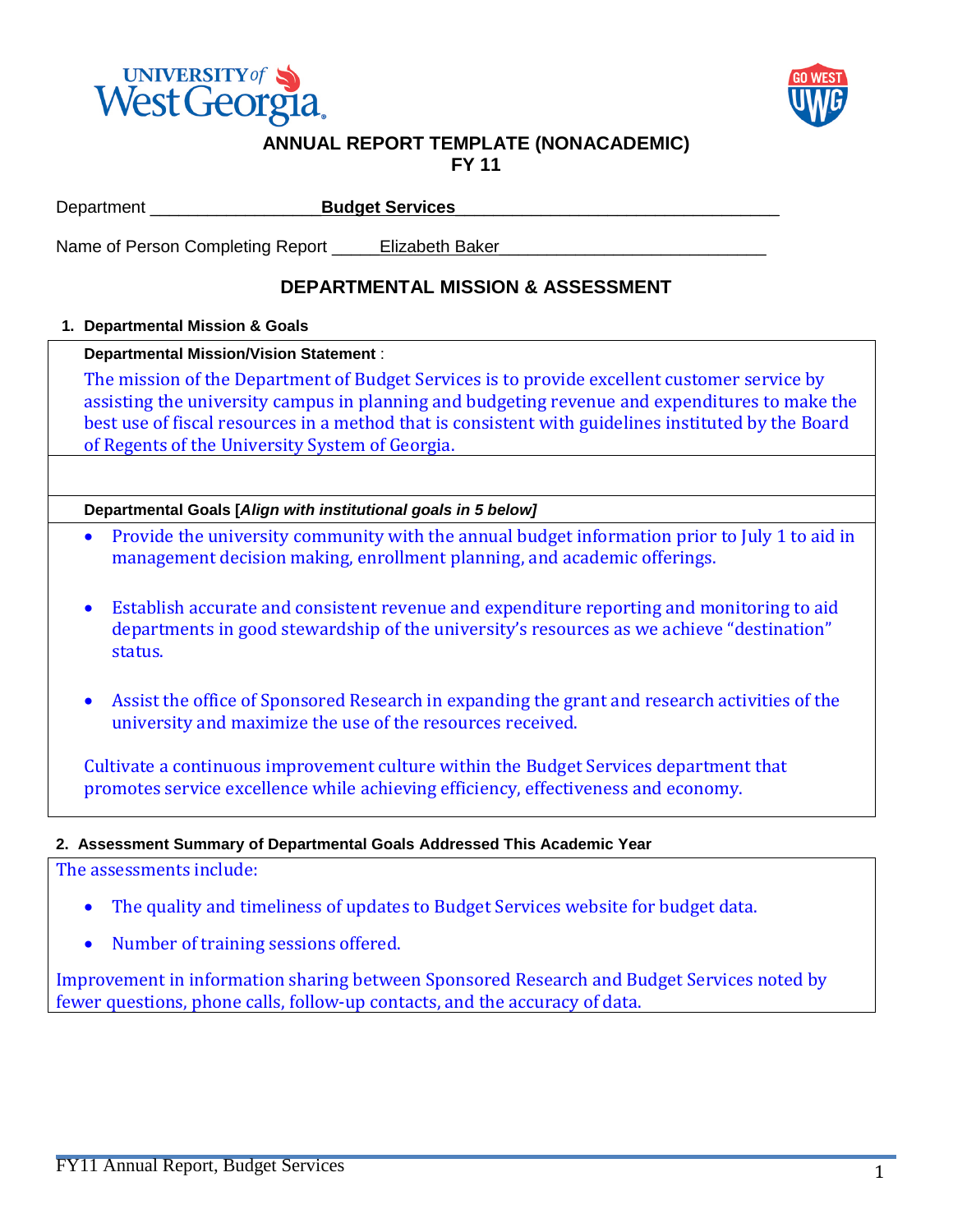# ANNUAL REPORT TEMPLATE (NONACADEMIC)
## FY 11

Department **Budget Services**

Name of Person Completing Report Elizabeth Baker

## DEPARTMENTAL MISSION & ASSESSMENT

### 1. Departmental Mission & Goals

**Departmental Mission/Vision Statement** :

The mission of the Department of Budget Services is to provide excellent customer service by assisting the university campus in planning and budgeting revenue and expenditures to make the best use of fiscal resources in a method that is consistent with guidelines instituted by the Board of Regents of the University System of Georgia.

**Departmental Goals [*Align with institutional goals in 5 below*]**

- Provide the university community with the annual budget information prior to July 1 to aid in management decision making, enrollment planning, and academic offerings.
- Establish accurate and consistent revenue and expenditure reporting and monitoring to aid departments in good stewardship of the university's resources as we achieve "destination" status.
- Assist the office of Sponsored Research in expanding the grant and research activities of the university and maximize the use of the resources received.

Cultivate a continuous improvement culture within the Budget Services department that promotes service excellence while achieving efficiency, effectiveness and economy.

### 2. Assessment Summary of Departmental Goals Addressed This Academic Year

The assessments include:

- The quality and timeliness of updates to Budget Services website for budget data.
- Number of training sessions offered.

Improvement in information sharing between Sponsored Research and Budget Services noted by fewer questions, phone calls, follow-up contacts, and the accuracy of data.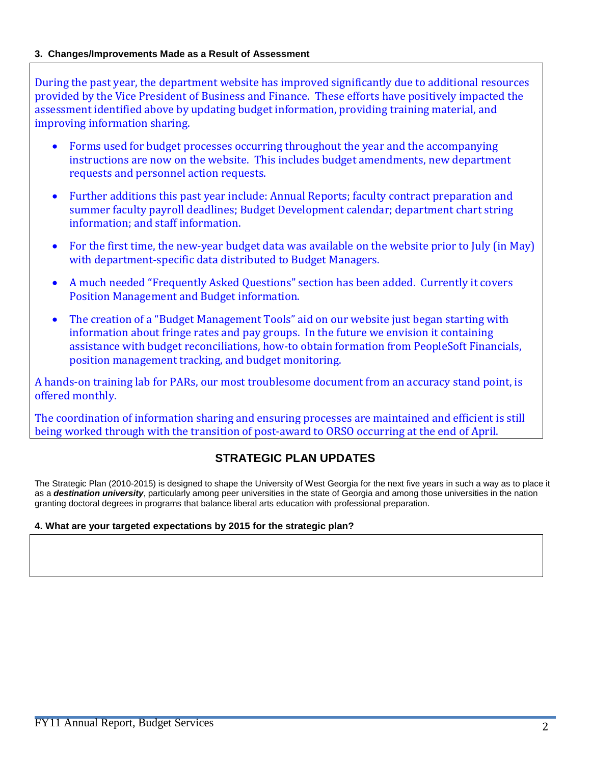### 3. Changes/Improvements Made as a Result of Assessment

During the past year, the department website has improved significantly due to additional resources provided by the Vice President of Business and Finance. These efforts have positively impacted the assessment identified above by updating budget information, providing training material, and improving information sharing.

- Forms used for budget processes occurring throughout the year and the accompanying instructions are now on the website. This includes budget amendments, new department requests and personnel action requests.
- Further additions this past year include: Annual Reports; faculty contract preparation and summer faculty payroll deadlines; Budget Development calendar; department chart string information; and staff information.
- For the first time, the new-year budget data was available on the website prior to July (in May) with department-specific data distributed to Budget Managers.
- A much needed "Frequently Asked Questions" section has been added. Currently it covers Position Management and Budget information.
- The creation of a "Budget Management Tools" aid on our website just began starting with information about fringe rates and pay groups. In the future we envision it containing assistance with budget reconciliations, how-to obtain formation from PeopleSoft Financials, position management tracking, and budget monitoring.

A hands-on training lab for PARs, our most troublesome document from an accuracy stand point, is offered monthly.

The coordination of information sharing and ensuring processes are maintained and efficient is still being worked through with the transition of post-award to ORSO occurring at the end of April.

## STRATEGIC PLAN UPDATES

The Strategic Plan (2010-2015) is designed to shape the University of West Georgia for the next five years in such a way as to place it as a ***destination university***, particularly among peer universities in the state of Georgia and among those universities in the nation granting doctoral degrees in programs that balance liberal arts education with professional preparation.

### 4. What are your targeted expectations by 2015 for the strategic plan?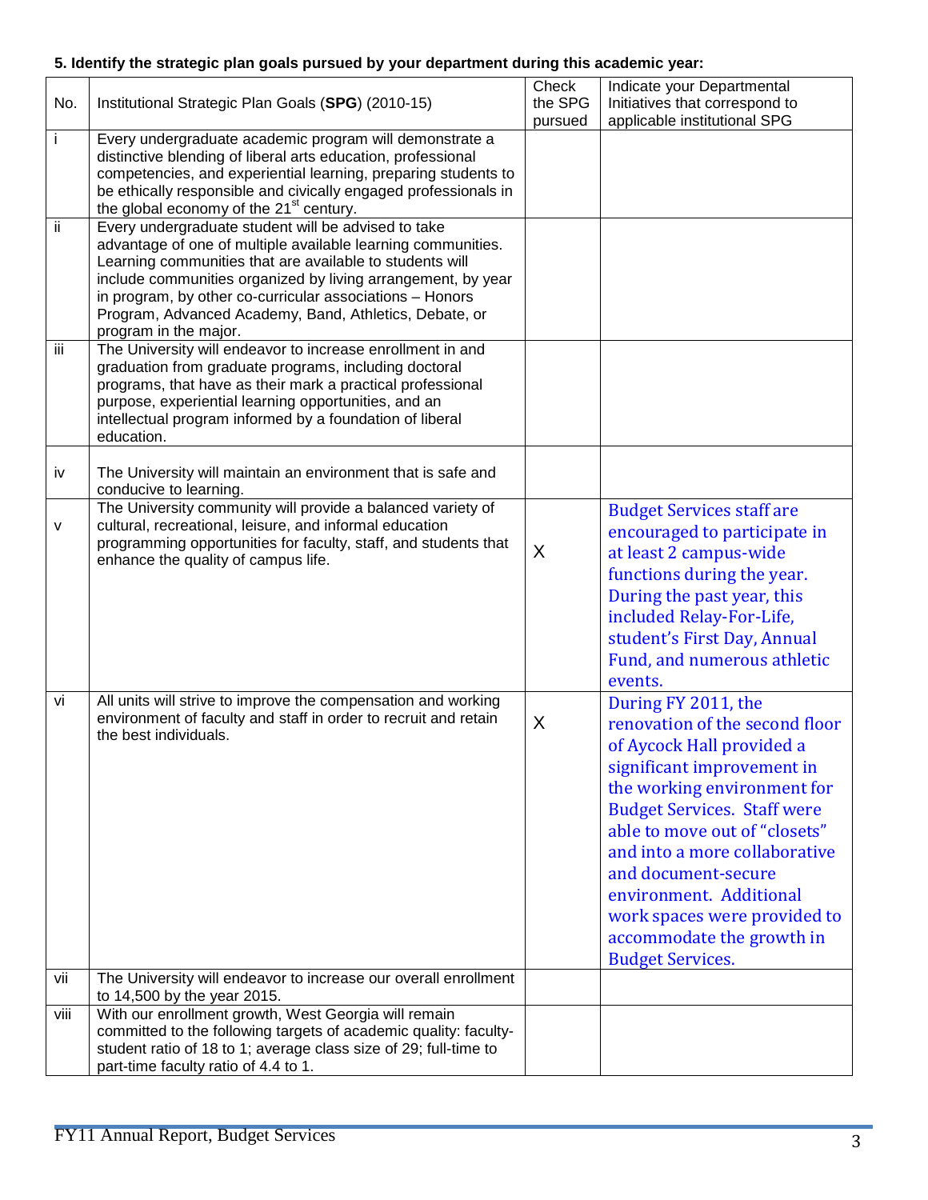**5. Identify the strategic plan goals pursued by your department during this academic year:**

| No. | Institutional Strategic Plan Goals (**SPG**) (2010-15) | Check the SPG pursued | Indicate your Departmental Initiatives that correspond to applicable institutional SPG |
|---|---|---|---|
| i | Every undergraduate academic program will demonstrate a distinctive blending of liberal arts education, professional competencies, and experiential learning, preparing students to be ethically responsible and civically engaged professionals in the global economy of the 21st century. | | |
| ii | Every undergraduate student will be advised to take advantage of one of multiple available learning communities. Learning communities that are available to students will include communities organized by living arrangement, by year in program, by other co-curricular associations – Honors Program, Advanced Academy, Band, Athletics, Debate, or program in the major. | | |
| iii | The University will endeavor to increase enrollment in and graduation from graduate programs, including doctoral programs, that have as their mark a practical professional purpose, experiential learning opportunities, and an intellectual program informed by a foundation of liberal education. | | |
| iv | The University will maintain an environment that is safe and conducive to learning. | | |
| v | The University community will provide a balanced variety of cultural, recreational, leisure, and informal education programming opportunities for faculty, staff, and students that enhance the quality of campus life. | X | Budget Services staff are encouraged to participate in at least 2 campus-wide functions during the year. During the past year, this included Relay-For-Life, student's First Day, Annual Fund, and numerous athletic events. |
| vi | All units will strive to improve the compensation and working environment of faculty and staff in order to recruit and retain the best individuals. | X | During FY 2011, the renovation of the second floor of Aycock Hall provided a significant improvement in the working environment for Budget Services. Staff were able to move out of "closets" and into a more collaborative and document-secure environment. Additional work spaces were provided to accommodate the growth in Budget Services. |
| vii | The University will endeavor to increase our overall enrollment to 14,500 by the year 2015. | | |
| viii | With our enrollment growth, West Georgia will remain committed to the following targets of academic quality: faculty-student ratio of 18 to 1; average class size of 29; full-time to part-time faculty ratio of 4.4 to 1. | | |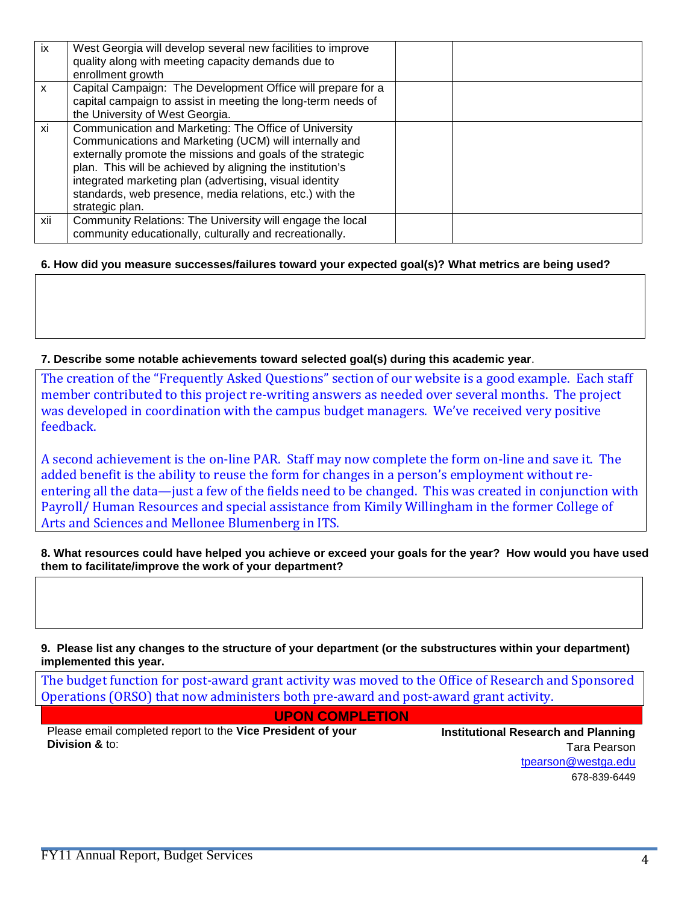| | | | |
|---|---|---|---|
| ix | West Georgia will develop several new facilities to improve quality along with meeting capacity demands due to enrollment growth | | |
| x | Capital Campaign: The Development Office will prepare for a capital campaign to assist in meeting the long-term needs of the University of West Georgia. | | |
| xi | Communication and Marketing: The Office of University Communications and Marketing (UCM) will internally and externally promote the missions and goals of the strategic plan. This will be achieved by aligning the institution's integrated marketing plan (advertising, visual identity standards, web presence, media relations, etc.) with the strategic plan. | | |
| xii | Community Relations: The University will engage the local community educationally, culturally and recreationally. | | |

**6. How did you measure successes/failures toward your expected goal(s)? What metrics are being used?**

**7. Describe some notable achievements toward selected goal(s) during this academic year**.

The creation of the "Frequently Asked Questions" section of our website is a good example. Each staff member contributed to this project re-writing answers as needed over several months. The project was developed in coordination with the campus budget managers. We've received very positive feedback.

A second achievement is the on-line PAR. Staff may now complete the form on-line and save it. The added benefit is the ability to reuse the form for changes in a person's employment without re-entering all the data—just a few of the fields need to be changed. This was created in conjunction with Payroll/ Human Resources and special assistance from Kimily Willingham in the former College of Arts and Sciences and Mellonee Blumenberg in ITS.

**8. What resources could have helped you achieve or exceed your goals for the year? How would you have used them to facilitate/improve the work of your department?**

**9. Please list any changes to the structure of your department (or the substructures within your department) implemented this year.**

The budget function for post-award grant activity was moved to the Office of Research and Sponsored Operations (ORSO) that now administers both pre-award and post-award grant activity.

**UPON COMPLETION**

Please email completed report to the **Vice President of your Division &** to:

**Institutional Research and Planning**
Tara Pearson
tpearson@westga.edu
678-839-6449